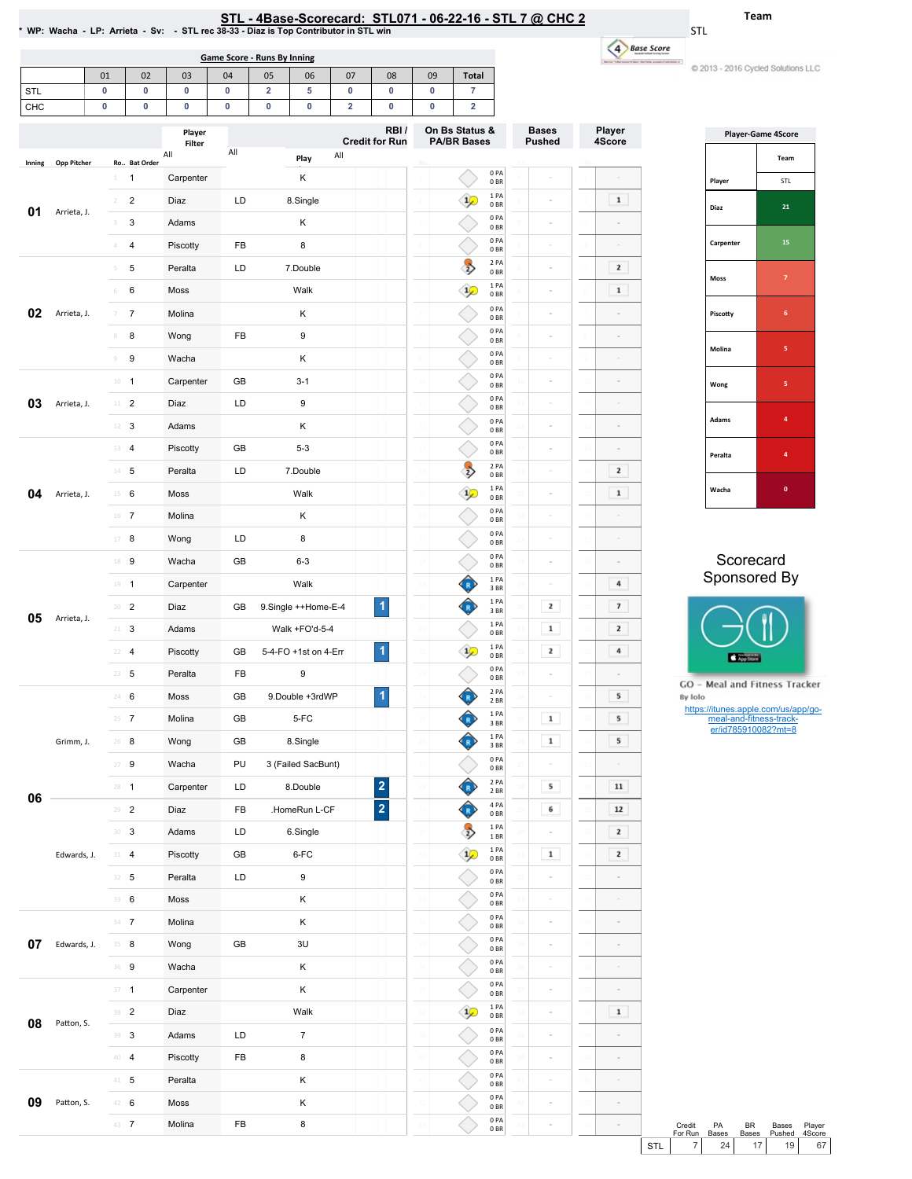# STL - 4Base-Scorecard: STL071 - 06-22-16 - STL 7 @ CHC 2

\* WP: Wacha - LP: Arrieta - Sv: - STL rec 38-33 - Diaz is Top Contributor in STL win

Team: STL

© 2013 - 2016 Cycled Solutions LLC

## Game Score - Runs By Inning

| | 01 | 02 | 03 | 04 | 05 | 06 | 07 | 08 | 09 | Total |
|---|---|---|---|---|---|---|---|---|---|---|
| STL | 0 | 0 | 0 | 0 | 2 | 5 | 0 | 0 | 0 | 7 |
| CHC | 0 | 0 | 0 | 0 | 0 | 0 | 2 | 0 | 0 | 2 |

| Inning | Opp Pitcher | Ro.. | Bat Order | Player | | Play | RBI / Credit for Run | On Bs Status & PA/BR Bases | Bases Pushed | Player 4Score |
|---|---|---|---|---|---|---|---|---|---|---|
| 01 | Arrieta, J. | 1 | 1 | Carpenter | | K | | 0 PA 0 BR | - | - |
| | | 2 | 2 | Diaz | LD | 8.Single | | 1 PA 0 BR | - | 1 |
| | | 3 | 3 | Adams | | K | | 0 PA 0 BR | - | - |
| | | 4 | 4 | Piscotty | FB | 8 | | 0 PA 0 BR | - | - |
| 02 | Arrieta, J. | 5 | 5 | Peralta | LD | 7.Double | | 2 PA 0 BR | - | 2 |
| | | 6 | 6 | Moss | | Walk | | 1 PA 0 BR | - | 1 |
| | | 7 | 7 | Molina | | K | | 0 PA 0 BR | - | - |
| | | 8 | 8 | Wong | FB | 9 | | 0 PA 0 BR | - | - |
| | | 9 | 9 | Wacha | | K | | 0 PA 0 BR | - | - |
| 03 | Arrieta, J. | 10 | 1 | Carpenter | GB | 3-1 | | 0 PA 0 BR | - | - |
| | | 11 | 2 | Diaz | LD | 9 | | 0 PA 0 BR | - | - |
| | | 12 | 3 | Adams | | K | | 0 PA 0 BR | - | - |
| 04 | Arrieta, J. | 13 | 4 | Piscotty | GB | 5-3 | | 0 PA 0 BR | - | - |
| | | 14 | 5 | Peralta | LD | 7.Double | | 2 PA 0 BR | - | 2 |
| | | 15 | 6 | Moss | | Walk | | 1 PA 0 BR | - | 1 |
| | | 16 | 7 | Molina | | K | | 0 PA 0 BR | - | - |
| | | 17 | 8 | Wong | LD | 8 | | 0 PA 0 BR | - | - |
| 05 | Arrieta, J. | 18 | 9 | Wacha | GB | 6-3 | | 0 PA 0 BR | - | - |
| | | 19 | 1 | Carpenter | | Walk | | 1 PA 3 BR | - | 4 |
| | | 20 | 2 | Diaz | GB | 9.Single ++Home-E-4 | 1 | 1 PA 3 BR | 2 | 7 |
| | | 21 | 3 | Adams | | Walk +FO'd-5-4 | | 1 PA 0 BR | 1 | 2 |
| | | 22 | 4 | Piscotty | GB | 5-4-FO +1st on 4-Err | 1 | 1 PA 0 BR | 2 | 4 |
| | | 23 | 5 | Peralta | FB | 9 | | 0 PA 0 BR | - | - |
| 06 | Grimm, J. | 24 | 6 | Moss | GB | 9.Double +3rdWP | 1 | 2 PA 2 BR | - | 5 |
| | | 25 | 7 | Molina | GB | 5-FC | | 1 PA 3 BR | 1 | 5 |
| | | 26 | 8 | Wong | GB | 8.Single | | 1 PA 3 BR | 1 | 5 |
| | | 27 | 9 | Wacha | PU | 3 (Failed SacBunt) | | 0 PA 0 BR | - | - |
| | | 28 | 1 | Carpenter | LD | 8.Double | 2 | 2 PA 2 BR | 5 | 11 |
| | | 29 | 2 | Diaz | FB | .HomeRun L-CF | 2 | 4 PA 0 BR | 6 | 12 |
| | Edwards, J. | 30 | 3 | Adams | LD | 6.Single | | 1 PA 1 BR | - | 2 |
| | | 31 | 4 | Piscotty | GB | 6-FC | | 1 PA 0 BR | 1 | 2 |
| | | 32 | 5 | Peralta | LD | 9 | | 0 PA 0 BR | - | - |
| | | 33 | 6 | Moss | | K | | 0 PA 0 BR | - | - |
| 07 | Edwards, J. | 34 | 7 | Molina | | K | | 0 PA 0 BR | - | - |
| | | 35 | 8 | Wong | GB | 3U | | 0 PA 0 BR | - | - |
| | | 36 | 9 | Wacha | | K | | 0 PA 0 BR | - | - |
| 08 | Patton, S. | 37 | 1 | Carpenter | | K | | 0 PA 0 BR | - | - |
| | | 38 | 2 | Diaz | | Walk | | 1 PA 0 BR | - | 1 |
| | | 39 | 3 | Adams | LD | 7 | | 0 PA 0 BR | - | - |
| | | 40 | 4 | Piscotty | FB | 8 | | 0 PA 0 BR | - | - |
| 09 | Patton, S. | 41 | 5 | Peralta | | K | | 0 PA 0 BR | - | - |
| | | 42 | 6 | Moss | | K | | 0 PA 0 BR | - | - |
| | | 43 | 7 | Molina | FB | 8 | | 0 PA 0 BR | - | - |

## Player-Game 4Score

| Player | Team STL |
|---|---|
| Diaz | 21 |
| Carpenter | 15 |
| Moss | 7 |
| Piscotty | 6 |
| Molina | 5 |
| Wong | 5 |
| Adams | 4 |
| Peralta | 4 |
| Wacha | 0 |

## Scorecard Sponsored By

GO - Meal and Fitness Tracker

By Iolo

https://itunes.apple.com/us/app/go-meal-and-fitness-track-er/id785910082?mt=8

| | Credit For Run | PA Bases | BR Bases | Bases Pushed | Player 4Score |
|---|---|---|---|---|---|
| STL | 7 | 24 | 17 | 19 | 67 |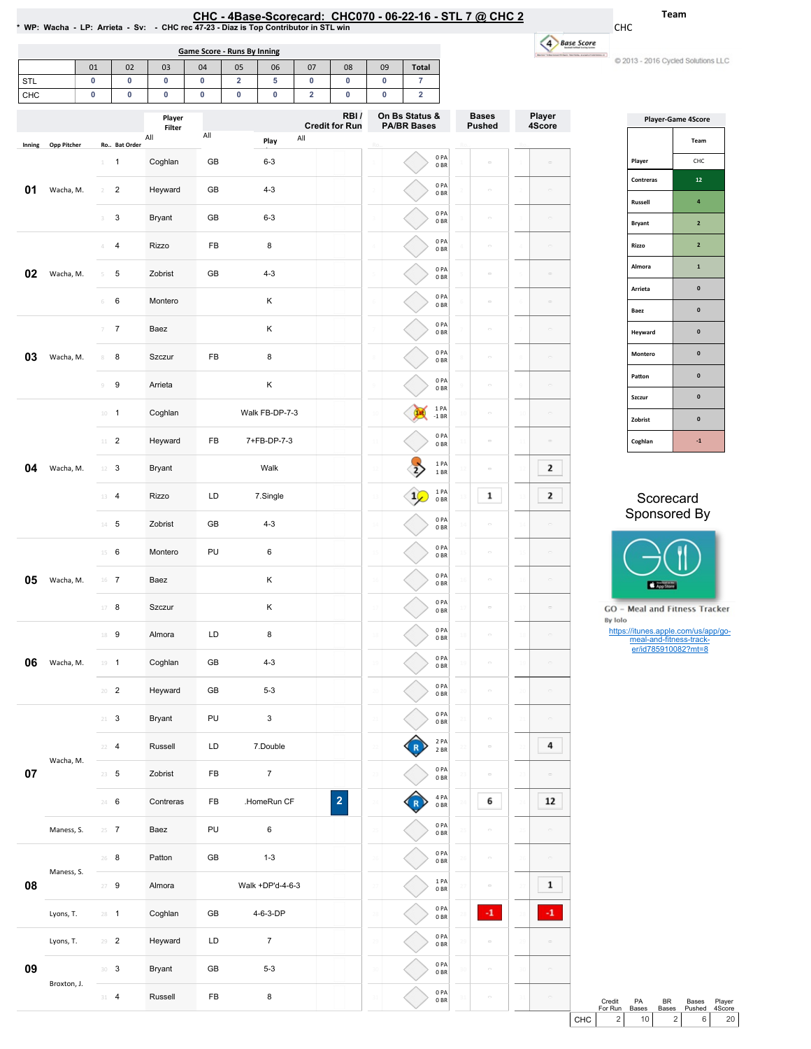# CHC - 4Base-Scorecard: CHC070 - 06-22-16 - STL 7 @ CHC 2

\* WP: Wacha - LP: Arrieta - Sv: - CHC rec 47-23 - Diaz is Top Contributor in STL win

Team: CHC

© 2013 - 2016 Cycled Solutions LLC

**Game Score - Runs By Inning**

| | 01 | 02 | 03 | 04 | 05 | 06 | 07 | 08 | 09 | Total |
|---|---|---|---|---|---|---|---|---|---|---|
| STL | 0 | 0 | 0 | 0 | 2 | 5 | 0 | 0 | 0 | 7 |
| CHC | 0 | 0 | 0 | 0 | 0 | 0 | 2 | 0 | 0 | 2 |

| Inning | Opp Pitcher | Ro.. | Bat Order | Player | Play Type | Play | RBI / Credit for Run | On Bs Status & PA/BR Bases | Bases Pushed | Player 4Score |
|---|---|---|---|---|---|---|---|---|---|---|
| 01 | Wacha, M. | 1 | 1 | Coghlan | GB | 6-3 | | 0 PA 0 BR | | |
| | | 2 | 2 | Heyward | GB | 4-3 | | 0 PA 0 BR | | |
| | | 3 | 3 | Bryant | GB | 6-3 | | 0 PA 0 BR | | |
| 02 | Wacha, M. | 4 | 4 | Rizzo | FB | 8 | | 0 PA 0 BR | | |
| | | 5 | 5 | Zobrist | GB | 4-3 | | 0 PA 0 BR | | |
| | | 6 | 6 | Montero | | K | | 0 PA 0 BR | | |
| 03 | Wacha, M. | 7 | 7 | Baez | | K | | 0 PA 0 BR | | |
| | | 8 | 8 | Szczur | FB | 8 | | 0 PA 0 BR | | |
| | | 9 | 9 | Arrieta | | K | | 0 PA 0 BR | | |
| 04 | Wacha, M. | 10 | 1 | Coghlan | | Walk FB-DP-7-3 | | 1 PA -1 BR | | |
| | | 11 | 2 | Heyward | FB | 7+FB-DP-7-3 | | 0 PA 0 BR | | |
| | | 12 | 3 | Bryant | | Walk | | 1 PA 1 BR | | 2 |
| | | 13 | 4 | Rizzo | LD | 7.Single | | 1 PA 0 BR | 1 | 2 |
| | | 14 | 5 | Zobrist | GB | 4-3 | | 0 PA 0 BR | | |
| 05 | Wacha, M. | 15 | 6 | Montero | PU | 6 | | 0 PA 0 BR | | |
| | | 16 | 7 | Baez | | K | | 0 PA 0 BR | | |
| | | 17 | 8 | Szczur | | K | | 0 PA 0 BR | | |
| 06 | Wacha, M. | 18 | 9 | Almora | LD | 8 | | 0 PA 0 BR | | |
| | | 19 | 1 | Coghlan | GB | 4-3 | | 0 PA 0 BR | | |
| | | 20 | 2 | Heyward | GB | 5-3 | | 0 PA 0 BR | | |
| 07 | Wacha, M. | 21 | 3 | Bryant | PU | 3 | | 0 PA 0 BR | | |
| | | 22 | 4 | Russell | LD | 7.Double | | 2 PA 2 BR | | 4 |
| | | 23 | 5 | Zobrist | FB | 7 | | 0 PA 0 BR | | |
| | | 24 | 6 | Contreras | FB | .HomeRun CF | 2 | 4 PA 0 BR | 6 | 12 |
| | Maness, S. | 25 | 7 | Baez | PU | 6 | | 0 PA 0 BR | | |
| 08 | Maness, S. | 26 | 8 | Patton | GB | 1-3 | | 0 PA 0 BR | | |
| | | 27 | 9 | Almora | | Walk +DP'd-4-6-3 | | 1 PA 0 BR | | 1 |
| | Lyons, T. | 28 | 1 | Coghlan | GB | 4-6-3-DP | | 0 PA 0 BR | -1 | -1 |
| 09 | Lyons, T. | 29 | 2 | Heyward | LD | 7 | | 0 PA 0 BR | | |
| | | 30 | 3 | Bryant | GB | 5-3 | | 0 PA 0 BR | | |
| | Broxton, J. | 31 | 4 | Russell | FB | 8 | | 0 PA 0 BR | | |

**Player-Game 4Score**

| Player | CHC |
|---|---|
| Contreras | 12 |
| Russell | 4 |
| Bryant | 2 |
| Rizzo | 2 |
| Almora | 1 |
| Arrieta | 0 |
| Baez | 0 |
| Heyward | 0 |
| Montero | 0 |
| Patton | 0 |
| Szczur | 0 |
| Zobrist | 0 |
| Coghlan | -1 |

Scorecard Sponsored By

GO - Meal and Fitness Tracker
By Iolo
https://itunes.apple.com/us/app/go-meal-and-fitness-track-er/id785910082?mt=8

| | Credit For Run | PA Bases | BR Bases | Bases Pushed | Player 4Score |
|---|---|---|---|---|---|
| CHC | 2 | 10 | 2 | 6 | 20 |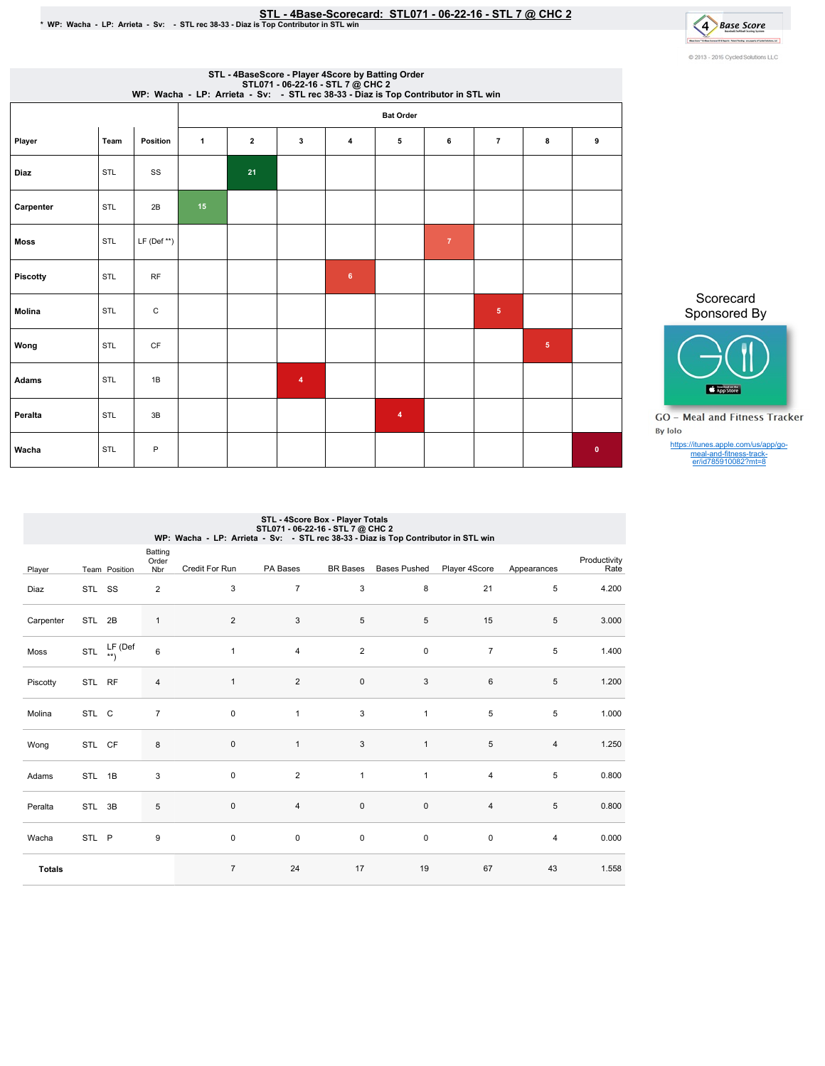# STL - 4Base-Scorecard: STL071 - 06-22-16 - STL 7 @ CHC 2

\* WP: Wacha - LP: Arrieta - Sv: - STL rec 38-33 - Diaz is Top Contributor in STL win

© 2013 - 2016 Cycled Solutions LLC

## STL - 4BaseScore - Player 4Score by Batting Order
STL071 - 06-22-16 - STL 7 @ CHC 2
WP: Wacha - LP: Arrieta - Sv: - STL rec 38-33 - Diaz is Top Contributor in STL win

| | | | Bat Order | | | | | | | | |
|---|---|---|---|---|---|---|---|---|---|---|---|
| Player | Team | Position | 1 | 2 | 3 | 4 | 5 | 6 | 7 | 8 | 9 |
| Diaz | STL | SS | | 21 | | | | | | | |
| Carpenter | STL | 2B | 15 | | | | | | | | |
| Moss | STL | LF (Def **) | | | | | | 7 | | | |
| Piscotty | STL | RF | | | | 6 | | | | | |
| Molina | STL | C | | | | | | | 5 | | |
| Wong | STL | CF | | | | | | | | 5 | |
| Adams | STL | 1B | | | 4 | | | | | | |
| Peralta | STL | 3B | | | | | 4 | | | | |
| Wacha | STL | P | | | | | | | | | 0 |

Scorecard Sponsored By

GO - Meal and Fitness Tracker
By Iolo

https://itunes.apple.com/us/app/go-meal-and-fitness-track-er/id785910082?mt=8

## STL - 4Score Box - Player Totals
STL071 - 06-22-16 - STL 7 @ CHC 2
WP: Wacha - LP: Arrieta - Sv: - STL rec 38-33 - Diaz is Top Contributor in STL win

| Player | Team | Position | Batting Order Nbr | Credit For Run | PA Bases | BR Bases | Bases Pushed | Player 4Score | Appearances | Productivity Rate |
|---|---|---|---|---|---|---|---|---|---|---|
| Diaz | STL | SS | 2 | 3 | 7 | 3 | 8 | 21 | 5 | 4.200 |
| Carpenter | STL | 2B | 1 | 2 | 3 | 5 | 5 | 15 | 5 | 3.000 |
| Moss | STL | LF (Def **) | 6 | 1 | 4 | 2 | 0 | 7 | 5 | 1.400 |
| Piscotty | STL | RF | 4 | 1 | 2 | 0 | 3 | 6 | 5 | 1.200 |
| Molina | STL | C | 7 | 0 | 1 | 3 | 1 | 5 | 5 | 1.000 |
| Wong | STL | CF | 8 | 0 | 1 | 3 | 1 | 5 | 4 | 1.250 |
| Adams | STL | 1B | 3 | 0 | 2 | 1 | 1 | 4 | 5 | 0.800 |
| Peralta | STL | 3B | 5 | 0 | 4 | 0 | 0 | 4 | 5 | 0.800 |
| Wacha | STL | P | 9 | 0 | 0 | 0 | 0 | 0 | 4 | 0.000 |
| **Totals** | | | | 7 | 24 | 17 | 19 | 67 | 43 | 1.558 |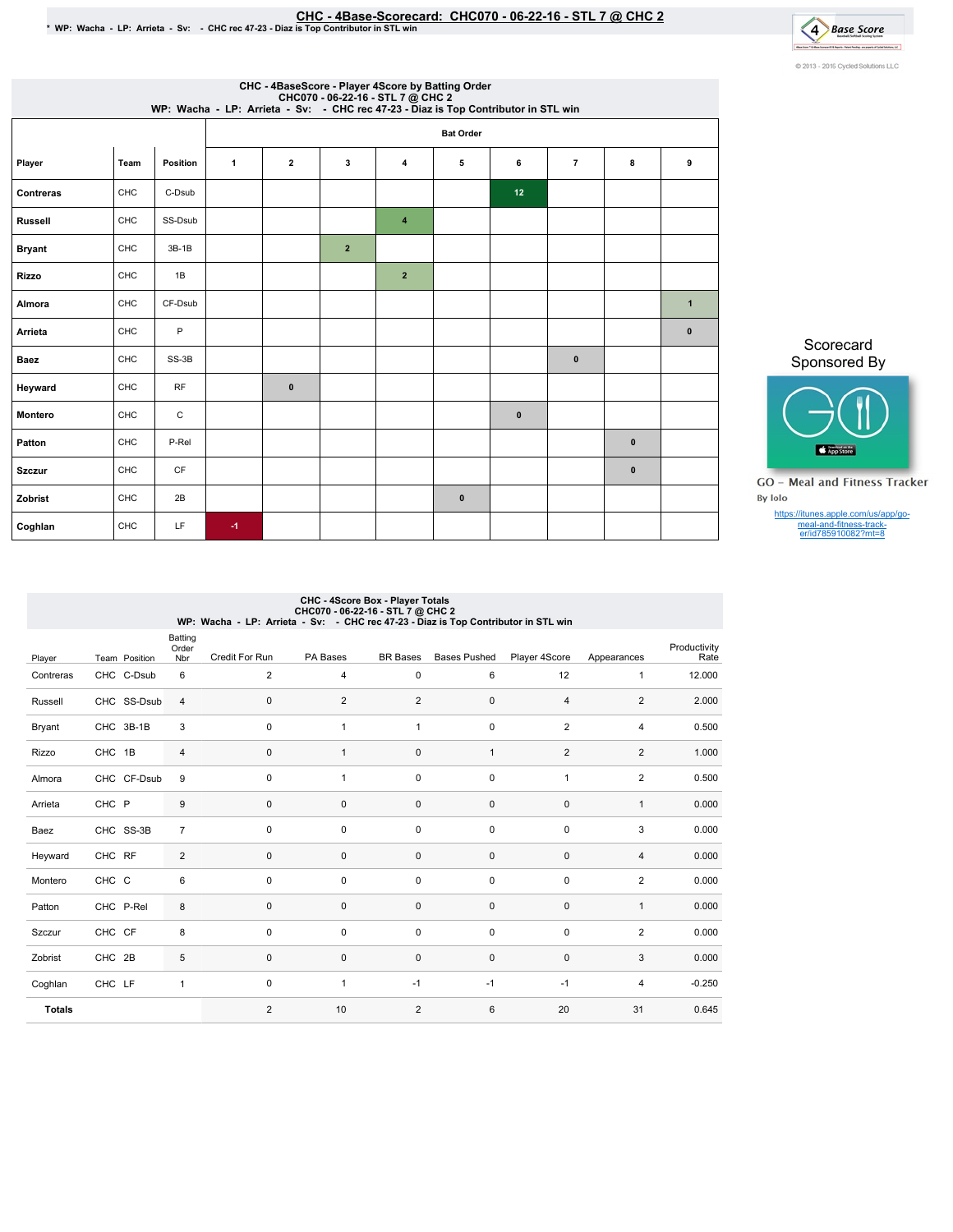# CHC - 4Base-Scorecard: CHC070 - 06-22-16 - STL 7 @ CHC 2

* WP: Wacha - LP: Arrieta - Sv: - CHC rec 47-23 - Diaz is Top Contributor in STL win

© 2013 - 2016 Cycled Solutions LLC

## CHC - 4BaseScore - Player 4Score by Batting Order
### CHC070 - 06-22-16 - STL 7 @ CHC 2
### WP: Wacha - LP: Arrieta - Sv: - CHC rec 47-23 - Diaz is Top Contributor in STL win

| Player | Team | Position | Bat Order 1 | 2 | 3 | 4 | 5 | 6 | 7 | 8 | 9 |
|---|---|---|---|---|---|---|---|---|---|---|---|
| Contreras | CHC | C-Dsub | | | | | | 12 | | | |
| Russell | CHC | SS-Dsub | | | | 4 | | | | | |
| Bryant | CHC | 3B-1B | | | 2 | | | | | | |
| Rizzo | CHC | 1B | | | | 2 | | | | | |
| Almora | CHC | CF-Dsub | | | | | | | | | 1 |
| Arrieta | CHC | P | | | | | | | | | 0 |
| Baez | CHC | SS-3B | | | | | | | 0 | | |
| Heyward | CHC | RF | | 0 | | | | | | | |
| Montero | CHC | C | | | | | | 0 | | | |
| Patton | CHC | P-Rel | | | | | | | | 0 | |
| Szczur | CHC | CF | | | | | | | | 0 | |
| Zobrist | CHC | 2B | | | | | 0 | | | | |
| Coghlan | CHC | LF | -1 | | | | | | | | |

Scorecard Sponsored By

GO - Meal and Fitness Tracker
By Iolo

https://itunes.apple.com/us/app/go-meal-and-fitness-track-er/id785910082?mt=8

## CHC - 4Score Box - Player Totals
### CHC070 - 06-22-16 - STL 7 @ CHC 2
### WP: Wacha - LP: Arrieta - Sv: - CHC rec 47-23 - Diaz is Top Contributor in STL win

| Player | Team | Position | Batting Order Nbr | Credit For Run | PA Bases | BR Bases | Bases Pushed | Player 4Score | Appearances | Productivity Rate |
|---|---|---|---|---|---|---|---|---|---|---|
| Contreras | CHC | C-Dsub | 6 | 2 | 4 | 0 | 6 | 12 | 1 | 12.000 |
| Russell | CHC | SS-Dsub | 4 | 0 | 2 | 2 | 0 | 4 | 2 | 2.000 |
| Bryant | CHC | 3B-1B | 3 | 0 | 1 | 1 | 0 | 2 | 4 | 0.500 |
| Rizzo | CHC | 1B | 4 | 0 | 1 | 0 | 1 | 2 | 2 | 1.000 |
| Almora | CHC | CF-Dsub | 9 | 0 | 1 | 0 | 0 | 1 | 2 | 0.500 |
| Arrieta | CHC | P | 9 | 0 | 0 | 0 | 0 | 0 | 1 | 0.000 |
| Baez | CHC | SS-3B | 7 | 0 | 0 | 0 | 0 | 0 | 3 | 0.000 |
| Heyward | CHC | RF | 2 | 0 | 0 | 0 | 0 | 0 | 4 | 0.000 |
| Montero | CHC | C | 6 | 0 | 0 | 0 | 0 | 0 | 2 | 0.000 |
| Patton | CHC | P-Rel | 8 | 0 | 0 | 0 | 0 | 0 | 1 | 0.000 |
| Szczur | CHC | CF | 8 | 0 | 0 | 0 | 0 | 0 | 2 | 0.000 |
| Zobrist | CHC | 2B | 5 | 0 | 0 | 0 | 0 | 0 | 3 | 0.000 |
| Coghlan | CHC | LF | 1 | 0 | 1 | -1 | -1 | -1 | 4 | -0.250 |
| **Totals** | | | | 2 | 10 | 2 | 6 | 20 | 31 | 0.645 |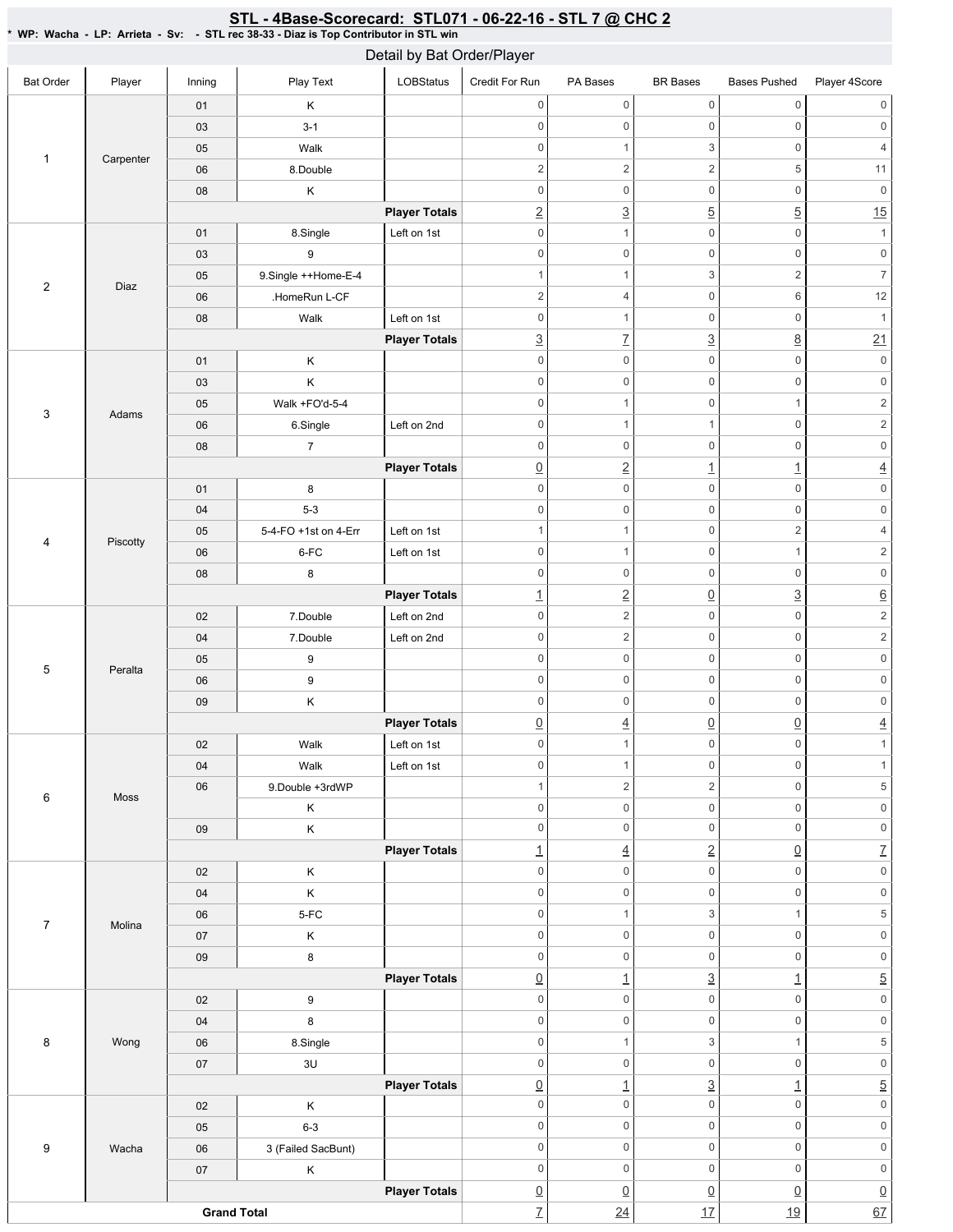## STL - 4Base-Scorecard: STL071 - 06-22-16 - STL 7 @ CHC 2

\* WP: Wacha - LP: Arrieta - Sv: - STL rec 38-33 - Diaz is Top Contributor in STL win

### Detail by Bat Order/Player

| Bat Order | Player | Inning | Play Text | LOBStatus | Credit For Run | PA Bases | BR Bases | Bases Pushed | Player 4Score |
|---|---|---|---|---|---|---|---|---|---|
| 1 | Carpenter | 01 | K | | 0 | 0 | 0 | 0 | 0 |
| | | 03 | 3-1 | | 0 | 0 | 0 | 0 | 0 |
| | | 05 | Walk | | 0 | 1 | 3 | 0 | 4 |
| | | 06 | 8.Double | | 2 | 2 | 2 | 5 | 11 |
| | | 08 | K | | 0 | 0 | 0 | 0 | 0 |
| | | | | **Player Totals** | 2 | 3 | 5 | 5 | 15 |
| 2 | Diaz | 01 | 8.Single | Left on 1st | 0 | 1 | 0 | 0 | 1 |
| | | 03 | 9 | | 0 | 0 | 0 | 0 | 0 |
| | | 05 | 9.Single ++Home-E-4 | | 1 | 1 | 3 | 2 | 7 |
| | | 06 | .HomeRun L-CF | | 2 | 4 | 0 | 6 | 12 |
| | | 08 | Walk | Left on 1st | 0 | 1 | 0 | 0 | 1 |
| | | | | **Player Totals** | 3 | 7 | 3 | 8 | 21 |
| 3 | Adams | 01 | K | | 0 | 0 | 0 | 0 | 0 |
| | | 03 | K | | 0 | 0 | 0 | 0 | 0 |
| | | 05 | Walk +FO'd-5-4 | | 0 | 1 | 0 | 1 | 2 |
| | | 06 | 6.Single | Left on 2nd | 0 | 1 | 1 | 0 | 2 |
| | | 08 | 7 | | 0 | 0 | 0 | 0 | 0 |
| | | | | **Player Totals** | 0 | 2 | 1 | 1 | 4 |
| 4 | Piscotty | 01 | 8 | | 0 | 0 | 0 | 0 | 0 |
| | | 04 | 5-3 | | 0 | 0 | 0 | 0 | 0 |
| | | 05 | 5-4-FO +1st on 4-Err | Left on 1st | 1 | 1 | 0 | 2 | 4 |
| | | 06 | 6-FC | Left on 1st | 0 | 1 | 0 | 1 | 2 |
| | | 08 | 8 | | 0 | 0 | 0 | 0 | 0 |
| | | | | **Player Totals** | 1 | 2 | 0 | 3 | 6 |
| 5 | Peralta | 02 | 7.Double | Left on 2nd | 0 | 2 | 0 | 0 | 2 |
| | | 04 | 7.Double | Left on 2nd | 0 | 2 | 0 | 0 | 2 |
| | | 05 | 9 | | 0 | 0 | 0 | 0 | 0 |
| | | 06 | 9 | | 0 | 0 | 0 | 0 | 0 |
| | | 09 | K | | 0 | 0 | 0 | 0 | 0 |
| | | | | **Player Totals** | 0 | 4 | 0 | 0 | 4 |
| 6 | Moss | 02 | Walk | Left on 1st | 0 | 1 | 0 | 0 | 1 |
| | | 04 | Walk | Left on 1st | 0 | 1 | 0 | 0 | 1 |
| | | 06 | 9.Double +3rdWP | | 1 | 2 | 2 | 0 | 5 |
| | | | K | | 0 | 0 | 0 | 0 | 0 |
| | | 09 | K | | 0 | 0 | 0 | 0 | 0 |
| | | | | **Player Totals** | 1 | 4 | 2 | 0 | 7 |
| 7 | Molina | 02 | K | | 0 | 0 | 0 | 0 | 0 |
| | | 04 | K | | 0 | 0 | 0 | 0 | 0 |
| | | 06 | 5-FC | | 0 | 1 | 3 | 1 | 5 |
| | | 07 | K | | 0 | 0 | 0 | 0 | 0 |
| | | 09 | 8 | | 0 | 0 | 0 | 0 | 0 |
| | | | | **Player Totals** | 0 | 1 | 3 | 1 | 5 |
| 8 | Wong | 02 | 9 | | 0 | 0 | 0 | 0 | 0 |
| | | 04 | 8 | | 0 | 0 | 0 | 0 | 0 |
| | | 06 | 8.Single | | 0 | 1 | 3 | 1 | 5 |
| | | 07 | 3U | | 0 | 0 | 0 | 0 | 0 |
| | | | | **Player Totals** | 0 | 1 | 3 | 1 | 5 |
| 9 | Wacha | 02 | K | | 0 | 0 | 0 | 0 | 0 |
| | | 05 | 6-3 | | 0 | 0 | 0 | 0 | 0 |
| | | 06 | 3 (Failed SacBunt) | | 0 | 0 | 0 | 0 | 0 |
| | | 07 | K | | 0 | 0 | 0 | 0 | 0 |
| | | | | **Player Totals** | 0 | 0 | 0 | 0 | 0 |
| **Grand Total** | | | | | 7 | 24 | 17 | 19 | 67 |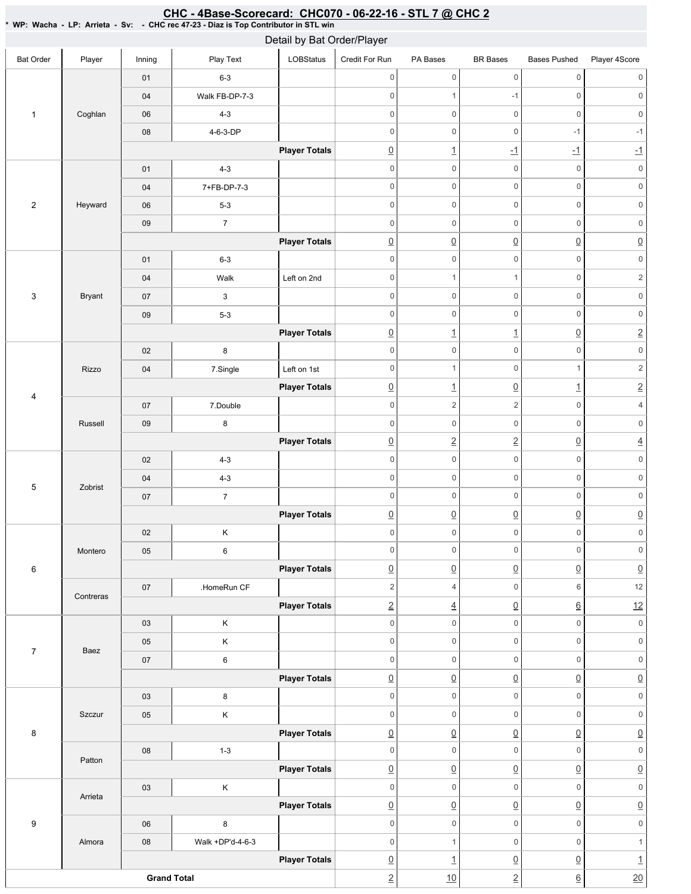## CHC - 4Base-Scorecard: CHC070 - 06-22-16 - STL 7 @ CHC 2

* WP: Wacha - LP: Arrieta - Sv: - CHC rec 47-23 - Diaz is Top Contributor in STL win

### Detail by Bat Order/Player

| Bat Order | Player | Inning | Play Text | LOBStatus | Credit For Run | PA Bases | BR Bases | Bases Pushed | Player 4Score |
|---|---|---|---|---|---|---|---|---|---|
| 1 | Coghlan | 01 | 6-3 | | 0 | 0 | 0 | 0 | 0 |
| | | 04 | Walk FB-DP-7-3 | | 0 | 1 | -1 | 0 | 0 |
| | | 06 | 4-3 | | 0 | 0 | 0 | 0 | 0 |
| | | 08 | 4-6-3-DP | | 0 | 0 | 0 | -1 | -1 |
| | | | | Player Totals | 0 | 1 | -1 | -1 | -1 |
| 2 | Heyward | 01 | 4-3 | | 0 | 0 | 0 | 0 | 0 |
| | | 04 | 7+FB-DP-7-3 | | 0 | 0 | 0 | 0 | 0 |
| | | 06 | 5-3 | | 0 | 0 | 0 | 0 | 0 |
| | | 09 | 7 | | 0 | 0 | 0 | 0 | 0 |
| | | | | Player Totals | 0 | 0 | 0 | 0 | 0 |
| 3 | Bryant | 01 | 6-3 | | 0 | 0 | 0 | 0 | 0 |
| | | 04 | Walk | Left on 2nd | 0 | 1 | 1 | 0 | 2 |
| | | 07 | 3 | | 0 | 0 | 0 | 0 | 0 |
| | | 09 | 5-3 | | 0 | 0 | 0 | 0 | 0 |
| | | | | Player Totals | 0 | 1 | 1 | 0 | 2 |
| 4 | Rizzo | 02 | 8 | | 0 | 0 | 0 | 0 | 0 |
| | | 04 | 7.Single | Left on 1st | 0 | 1 | 0 | 1 | 2 |
| | | | | Player Totals | 0 | 1 | 0 | 1 | 2 |
| | Russell | 07 | 7.Double | | 0 | 2 | 2 | 0 | 4 |
| | | 09 | 8 | | 0 | 0 | 0 | 0 | 0 |
| | | | | Player Totals | 0 | 2 | 2 | 0 | 4 |
| 5 | Zobrist | 02 | 4-3 | | 0 | 0 | 0 | 0 | 0 |
| | | 04 | 4-3 | | 0 | 0 | 0 | 0 | 0 |
| | | 07 | 7 | | 0 | 0 | 0 | 0 | 0 |
| | | | | Player Totals | 0 | 0 | 0 | 0 | 0 |
| 6 | Montero | 02 | K | | 0 | 0 | 0 | 0 | 0 |
| | | 05 | 6 | | 0 | 0 | 0 | 0 | 0 |
| | | | | Player Totals | 0 | 0 | 0 | 0 | 0 |
| | Contreras | 07 | .HomeRun CF | | 2 | 4 | 0 | 6 | 12 |
| | | | | Player Totals | 2 | 4 | 0 | 6 | 12 |
| 7 | Baez | 03 | K | | 0 | 0 | 0 | 0 | 0 |
| | | 05 | K | | 0 | 0 | 0 | 0 | 0 |
| | | 07 | 6 | | 0 | 0 | 0 | 0 | 0 |
| | | | | Player Totals | 0 | 0 | 0 | 0 | 0 |
| 8 | Szczur | 03 | 8 | | 0 | 0 | 0 | 0 | 0 |
| | | 05 | K | | 0 | 0 | 0 | 0 | 0 |
| | | | | Player Totals | 0 | 0 | 0 | 0 | 0 |
| | Patton | 08 | 1-3 | | 0 | 0 | 0 | 0 | 0 |
| | | | | Player Totals | 0 | 0 | 0 | 0 | 0 |
| 9 | Arrieta | 03 | K | | 0 | 0 | 0 | 0 | 0 |
| | | | | Player Totals | 0 | 0 | 0 | 0 | 0 |
| | Almora | 06 | 8 | | 0 | 0 | 0 | 0 | 0 |
| | | 08 | Walk +DP'd-4-6-3 | | 0 | 1 | 0 | 0 | 1 |
| | | | | Player Totals | 0 | 1 | 0 | 0 | 1 |
| Grand Total | | | | | 2 | 10 | 2 | 6 | 20 |